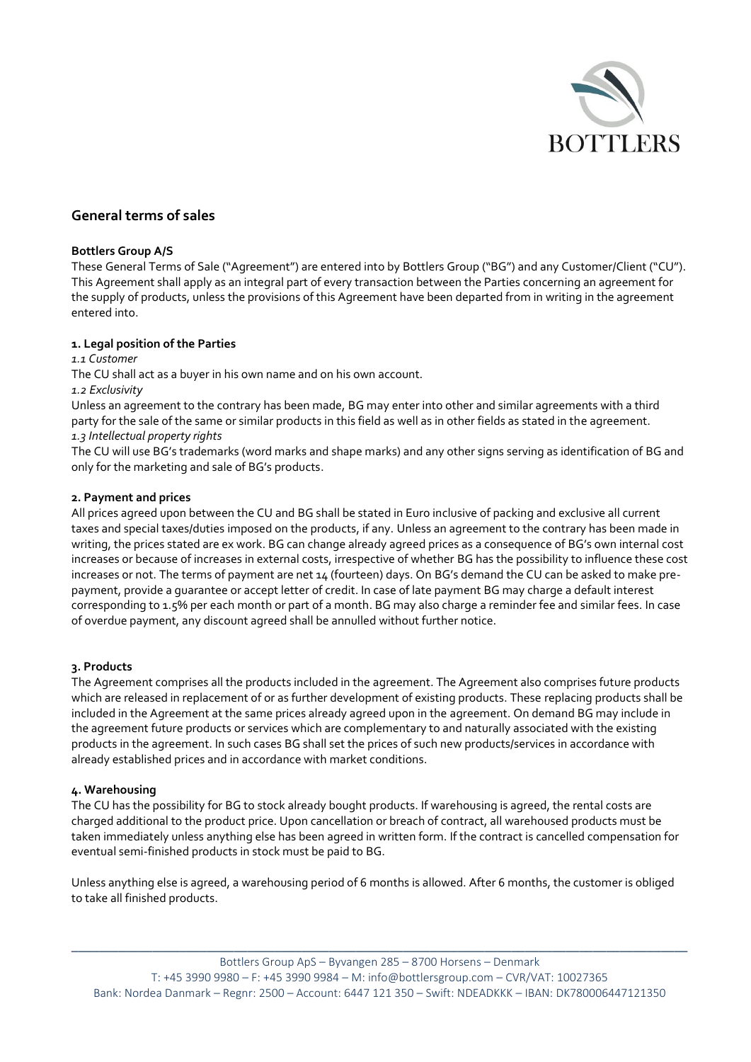## General terms of sales

**Bottlers Group A/S**

These General Terms of Sale ("Agreement") are entered into by Bottlers Group ("BG") and any Customer/Client ("CU"). This Agreement shall apply as an integral part of every transaction between the Parties concerning an agreement for the supply of products, unless the provisions of this Agreement have been departed from in writing in the agreement entered into.

**1. Legal position of the Parties**

*1.1 Customer*

The CU shall act as a buyer in his own name and on his own account.

*1.2 Exclusivity*

Unless an agreement to the contrary has been made, BG may enter into other and similar agreements with a third party for the sale of the same or similar products in this field as well as in other fields as stated in the agreement.

*1.3 Intellectual property rights*

The CU will use BG's trademarks (word marks and shape marks) and any other signs serving as identification of BG and only for the marketing and sale of BG's products.

**2. Payment and prices**

All prices agreed upon between the CU and BG shall be stated in Euro inclusive of packing and exclusive all current taxes and special taxes/duties imposed on the products, if any. Unless an agreement to the contrary has been made in writing, the prices stated are ex work. BG can change already agreed prices as a consequence of BG's own internal cost increases or because of increases in external costs, irrespective of whether BG has the possibility to influence these cost increases or not. The terms of payment are net 14 (fourteen) days. On BG's demand the CU can be asked to make pre-payment, provide a guarantee or accept letter of credit. In case of late payment BG may charge a default interest corresponding to 1.5% per each month or part of a month. BG may also charge a reminder fee and similar fees. In case of overdue payment, any discount agreed shall be annulled without further notice.

**3. Products**

The Agreement comprises all the products included in the agreement. The Agreement also comprises future products which are released in replacement of or as further development of existing products. These replacing products shall be included in the Agreement at the same prices already agreed upon in the agreement. On demand BG may include in the agreement future products or services which are complementary to and naturally associated with the existing products in the agreement. In such cases BG shall set the prices of such new products/services in accordance with already established prices and in accordance with market conditions.

**4. Warehousing**

The CU has the possibility for BG to stock already bought products. If warehousing is agreed, the rental costs are charged additional to the product price. Upon cancellation or breach of contract, all warehoused products must be taken immediately unless anything else has been agreed in written form. If the contract is cancelled compensation for eventual semi-finished products in stock must be paid to BG.

Unless anything else is agreed, a warehousing period of 6 months is allowed. After 6 months, the customer is obliged to take all finished products.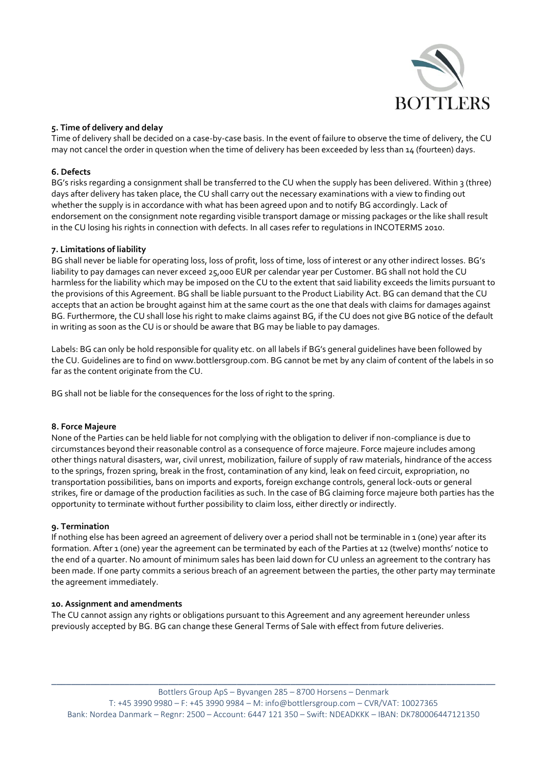## 5. Time of delivery and delay

Time of delivery shall be decided on a case-by-case basis. In the event of failure to observe the time of delivery, the CU may not cancel the order in question when the time of delivery has been exceeded by less than 14 (fourteen) days.

## 6. Defects

BG's risks regarding a consignment shall be transferred to the CU when the supply has been delivered. Within 3 (three) days after delivery has taken place, the CU shall carry out the necessary examinations with a view to finding out whether the supply is in accordance with what has been agreed upon and to notify BG accordingly. Lack of endorsement on the consignment note regarding visible transport damage or missing packages or the like shall result in the CU losing his rights in connection with defects. In all cases refer to regulations in INCOTERMS 2010.

## 7. Limitations of liability

BG shall never be liable for operating loss, loss of profit, loss of time, loss of interest or any other indirect losses. BG's liability to pay damages can never exceed 25,000 EUR per calendar year per Customer. BG shall not hold the CU harmless for the liability which may be imposed on the CU to the extent that said liability exceeds the limits pursuant to the provisions of this Agreement. BG shall be liable pursuant to the Product Liability Act. BG can demand that the CU accepts that an action be brought against him at the same court as the one that deals with claims for damages against BG. Furthermore, the CU shall lose his right to make claims against BG, if the CU does not give BG notice of the default in writing as soon as the CU is or should be aware that BG may be liable to pay damages.

Labels: BG can only be hold responsible for quality etc. on all labels if BG's general guidelines have been followed by the CU. Guidelines are to find on www.bottlersgroup.com. BG cannot be met by any claim of content of the labels in so far as the content originate from the CU.

BG shall not be liable for the consequences for the loss of right to the spring.

## 8. Force Majeure

None of the Parties can be held liable for not complying with the obligation to deliver if non-compliance is due to circumstances beyond their reasonable control as a consequence of force majeure. Force majeure includes among other things natural disasters, war, civil unrest, mobilization, failure of supply of raw materials, hindrance of the access to the springs, frozen spring, break in the frost, contamination of any kind, leak on feed circuit, expropriation, no transportation possibilities, bans on imports and exports, foreign exchange controls, general lock-outs or general strikes, fire or damage of the production facilities as such. In the case of BG claiming force majeure both parties has the opportunity to terminate without further possibility to claim loss, either directly or indirectly.

## 9. Termination

If nothing else has been agreed an agreement of delivery over a period shall not be terminable in 1 (one) year after its formation. After 1 (one) year the agreement can be terminated by each of the Parties at 12 (twelve) months' notice to the end of a quarter. No amount of minimum sales has been laid down for CU unless an agreement to the contrary has been made. If one party commits a serious breach of an agreement between the parties, the other party may terminate the agreement immediately.

## 10. Assignment and amendments

The CU cannot assign any rights or obligations pursuant to this Agreement and any agreement hereunder unless previously accepted by BG. BG can change these General Terms of Sale with effect from future deliveries.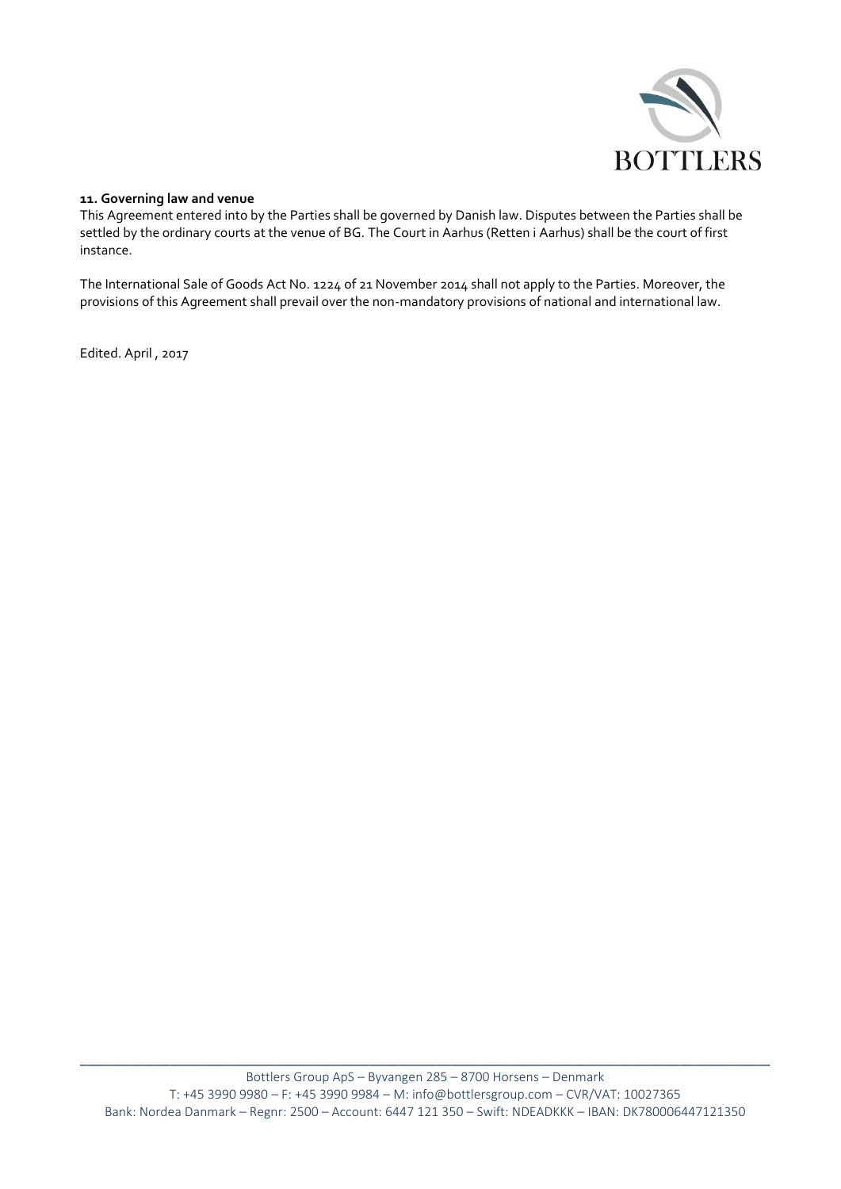**11. Governing law and venue**

This Agreement entered into by the Parties shall be governed by Danish law. Disputes between the Parties shall be settled by the ordinary courts at the venue of BG. The Court in Aarhus (Retten i Aarhus) shall be the court of first instance.

The International Sale of Goods Act No. 1224 of 21 November 2014 shall not apply to the Parties. Moreover, the provisions of this Agreement shall prevail over the non-mandatory provisions of national and international law.

Edited. April , 2017